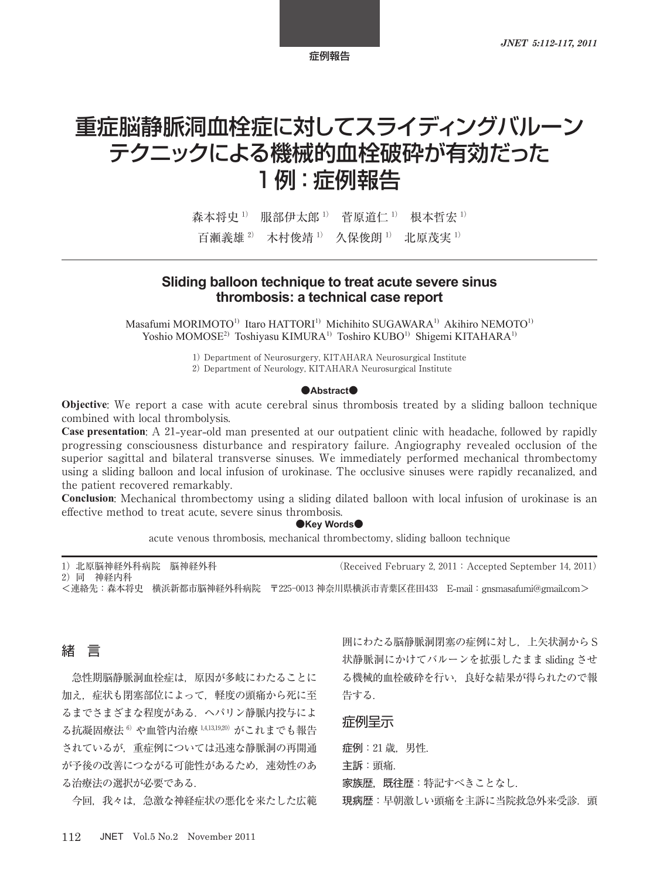症例報告

# 重症脳静脈洞血栓症に対してスライディングバルーンテクニックによる機械的血栓破砕が有効だった１例：症例報告

森本将史[1)]　服部伊太郎[1)]　菅原道仁[1)]　根本哲宏[1)]
百瀬義雄[2)]　木村俊靖[1)]　久保俊朗[1)]　北原茂実[1)]

## Sliding balloon technique to treat acute severe sinus thrombosis: a technical case report

Masafumi MORIMOTO[1)]  Itaro HATTORI[1)]  Michihito SUGAWARA[1)]  Akihiro NEMOTO[1)]
Yoshio MOMOSE[2)]  Toshiyasu KIMURA[1)]  Toshiro KUBO[1)]  Shigemi KITAHARA[1)]

1) Department of Neurosurgery, KITAHARA Neurosurgical Institute
2) Department of Neurology, KITAHARA Neurosurgical Institute

●Abstract●

**Objective**: We report a case with acute cerebral sinus thrombosis treated by a sliding balloon technique combined with local thrombolysis.
**Case presentation**: A 21-year-old man presented at our outpatient clinic with headache, followed by rapidly progressing consciousness disturbance and respiratory failure. Angiography revealed occlusion of the superior sagittal and bilateral transverse sinuses. We immediately performed mechanical thrombectomy using a sliding balloon and local infusion of urokinase. The occlusive sinuses were rapidly recanalized, and the patient recovered remarkably.
**Conclusion**: Mechanical thrombectomy using a sliding dilated balloon with local infusion of urokinase is an effective method to treat acute, severe sinus thrombosis.

●Key Words●

acute venous thrombosis, mechanical thrombectomy, sliding balloon technique

1）北原脳神経外科病院　脳神経外科　　(Received February 2, 2011：Accepted September 14, 2011)
2）同　神経内科
＜連絡先：森本将史　横浜新都市脳神経外科病院　〒225-0013 神奈川県横浜市青葉区荏田433　E-mail：gnsmasafumi@gmail.com＞

## 緒　言

急性期脳静脈洞血栓症は，原因が多岐にわたることに加え，症状も閉塞部位によって，軽度の頭痛から死に至るまでさまざまな程度がある．ヘパリン静脈内投与による抗凝固療法[6)]や血管内治療[1,4,13,19,20)]がこれまでも報告されているが，重症例については迅速な静脈洞の再開通が予後の改善につながる可能性があるため，速効性のある治療法の選択が必要である．

今回，我々は，急激な神経症状の悪化を来たした広範囲にわたる脳静脈洞閉塞の症例に対し，上矢状洞からＳ状静脈洞にかけてバルーンを拡張したまま sliding させる機械的血栓破砕を行い，良好な結果が得られたので報告する．

## 症例呈示

**症例**：21 歳，男性.
**主訴**：頭痛.
**家族歴，既往歴**：特記すべきことなし.
**現病歴**：早朝激しい頭痛を主訴に当院救急外来受診．頭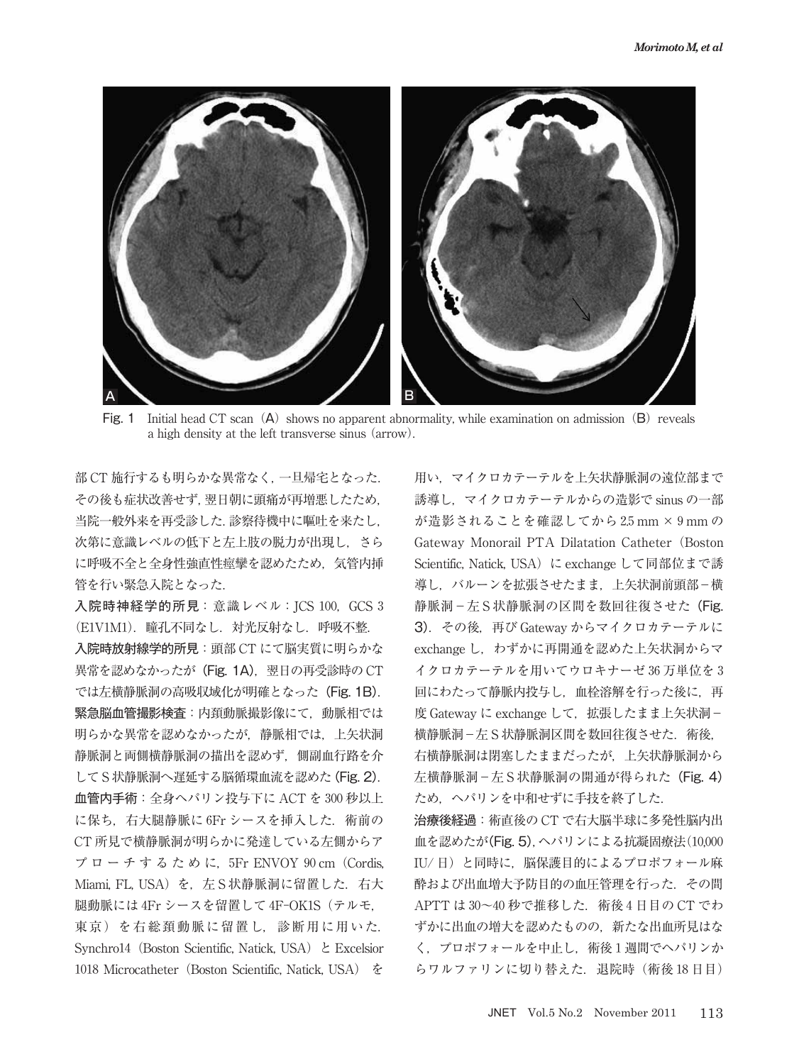Fig. 1 Initial head CT scan (A) shows no apparent abnormality, while examination on admission (B) reveals a high density at the left transverse sinus (arrow).

部 CT 施行するも明らかな異常なく，一旦帰宅となった．その後も症状改善せず，翌日朝に頭痛が再増悪したため，当院一般外来を再受診した．診察待機中に嘔吐を来たし，次第に意識レベルの低下と左上肢の脱力が出現し，さらに呼吸不全と全身性強直性痙攣を認めたため，気管内挿管を行い緊急入院となった．

**入院時神経学的所見**：意識レベル：JCS 100，GCS 3 (E1V1M1)．瞳孔不同なし．対光反射なし．呼吸不整．

**入院時放射線学的所見**：頭部 CT にて脳実質に明らかな異常を認めなかったが (**Fig. 1A**)，翌日の再受診時の CT では左横静脈洞の高吸収域化が明確となった (**Fig. 1B**)．

**緊急脳血管撮影検査**：内頚動脈撮影像にて，動脈相では明らかな異常を認めなかったが，静脈相では，上矢状洞静脈洞と両側横静脈洞の描出を認めず，側副血行路を介して S 状静脈洞へ遅延する脳循環血流を認めた (**Fig. 2**)．

**血管内手術**：全身ヘパリン投与下に ACT を 300 秒以上に保ち，右大腿静脈に 6Fr シースを挿入した．術前の CT 所見で横静脈洞が明らかに発達している左側からアプローチするために，5Fr ENVOY 90 cm (Cordis, Miami, FL, USA) を，左 S 状静脈洞に留置した．右大腿動脈には 4Fr シースを留置して 4F-OK1S (テルモ，東京) を右総頚動脈に留置し，診断用に用いた．Synchro14 (Boston Scientific, Natick, USA) と Excelsior 1018 Microcatheter (Boston Scientific, Natick, USA) を用い，マイクロカテーテルを上矢状静脈洞の遠位部まで誘導し，マイクロカテーテルからの造影で sinus の一部が造影されることを確認してから 2.5 mm × 9 mm の Gateway Monorail PTA Dilatation Catheter (Boston Scientific, Natick, USA) に exchange して同部位まで誘導し，バルーンを拡張させたまま，上矢状洞前頭部－横静脈洞－左 S 状静脈洞の区間を数回往復させた (**Fig. 3**)．その後，再び Gateway からマイクロカテーテルに exchange し，わずかに再開通を認めた上矢状洞からマイクロカテーテルを用いてウロキナーゼ 36 万単位を 3 回にわたって静脈内投与し，血栓溶解を行った後に，再度 Gateway に exchange して，拡張したまま上矢状洞－横静脈洞－左 S 状静脈洞区間を数回往復させた．術後，右横静脈洞は閉塞したままだったが，上矢状静脈洞から左横静脈洞－左 S 状静脈洞の開通が得られた (**Fig. 4**) ため，ヘパリンを中和せずに手技を終了した．

**治療後経過**：術直後の CT で右大脳半球に多発性脳内出血を認めたが (**Fig. 5**)，ヘパリンによる抗凝固療法 (10,000 IU/ 日) と同時に，脳保護目的によるプロポフォール麻酔および出血増大予防目的の血圧管理を行った．その間 APTT は 30～40 秒で推移した．術後 4 日目の CT でわずかに出血の増大を認めたものの，新たな出血所見はなく，プロポフォールを中止し，術後 1 週間でヘパリンからワルファリンに切り替えた．退院時 (術後 18 日目)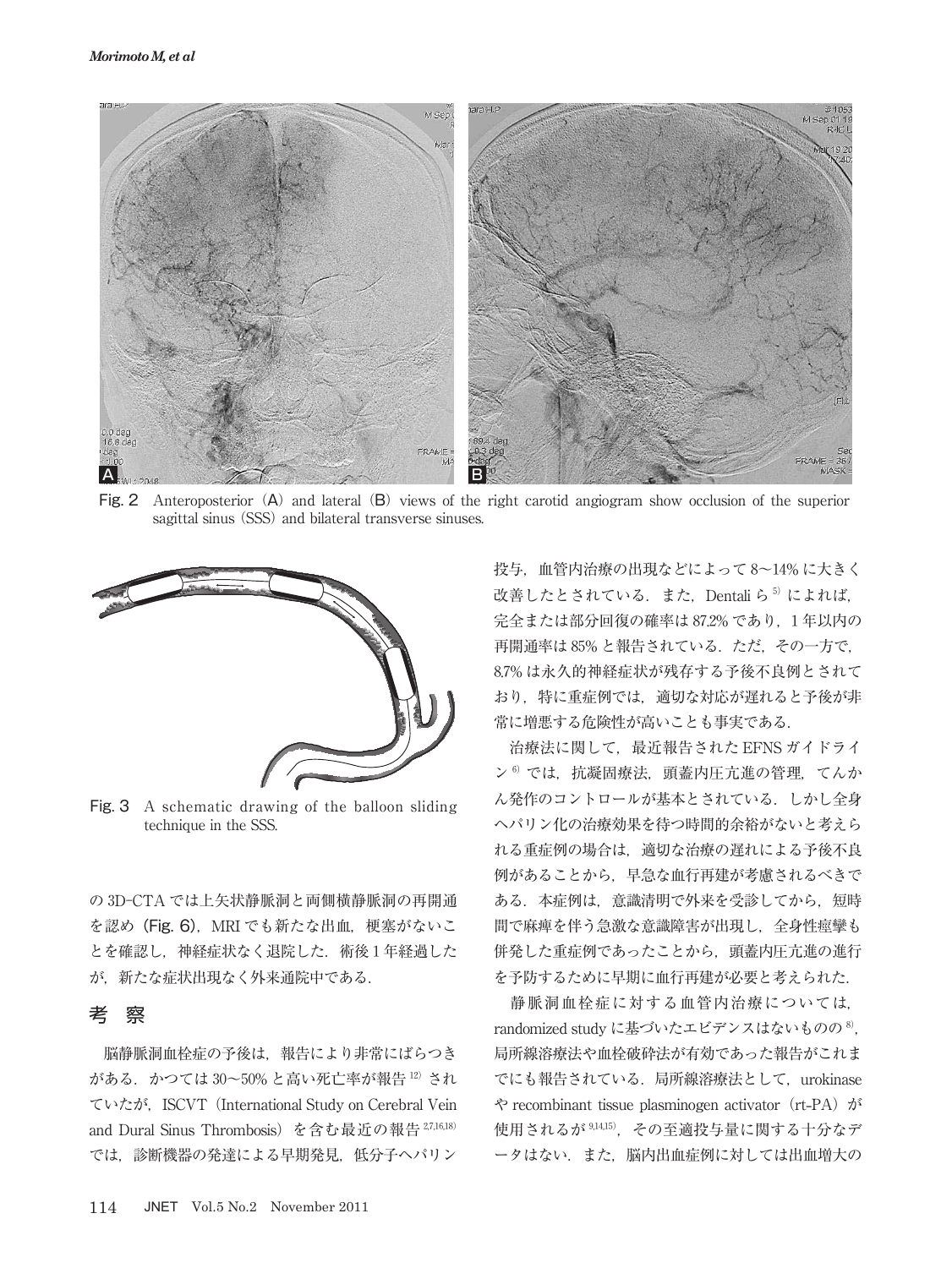Fig. 2 Anteroposterior (A) and lateral (B) views of the right carotid angiogram show occlusion of the superior sagittal sinus (SSS) and bilateral transverse sinuses.

Fig. 3 A schematic drawing of the balloon sliding technique in the SSS.

の 3D-CTA では上矢状静脈洞と両側横静脈洞の再開通を認め（Fig. 6），MRI でも新たな出血，梗塞がないことを確認し，神経症状なく退院した．術後 1 年経過したが，新たな症状出現なく外来通院中である．

## 考　察

脳静脈洞血栓症の予後は，報告により非常にばらつきがある．かつては 30〜50% と高い死亡率が報告[12]されていたが，ISCVT（International Study on Cerebral Vein and Dural Sinus Thrombosis）を含む最近の報告[2,7,16,18]では，診断機器の発達による早期発見，低分子ヘパリン投与，血管内治療の出現などによって 8〜14% に大きく改善したとされている．また，Dentali ら[5]によれば，完全または部分回復の確率は 87.2% であり，1 年以内の再開通率は 85% と報告されている．ただ，その一方で，8.7% は永久的神経症状が残存する予後不良例とされており，特に重症例では，適切な対応が遅れると予後が非常に増悪する危険性が高いことも事実である．

治療法に関して，最近報告された EFNS ガイドライン[6]では，抗凝固療法，頭蓋内圧亢進の管理，てんかん発作のコントロールが基本とされている．しかし全身ヘパリン化の治療効果を待つ時間的余裕がないと考えられる重症例の場合は，適切な治療の遅れによる予後不良例があることから，早急な血行再建が考慮されるべきである．本症例は，意識清明で外来を受診してから，短時間で麻痺を伴う急激な意識障害が出現し，全身性痙攣も併発した重症例であったことから，頭蓋内圧亢進の進行を予防するために早期に血行再建が必要と考えられた．

静脈洞血栓症に対する血管内治療については，randomized study に基づいたエビデンスはないものの[8]，局所線溶療法や血栓破砕法が有効であった報告がこれまでにも報告されている．局所線溶療法として，urokinase や recombinant tissue plasminogen activator（rt-PA）が使用されるが[9,14,15]，その至適投与量に関する十分なデータはない．また，脳内出血症例に対しては出血増大の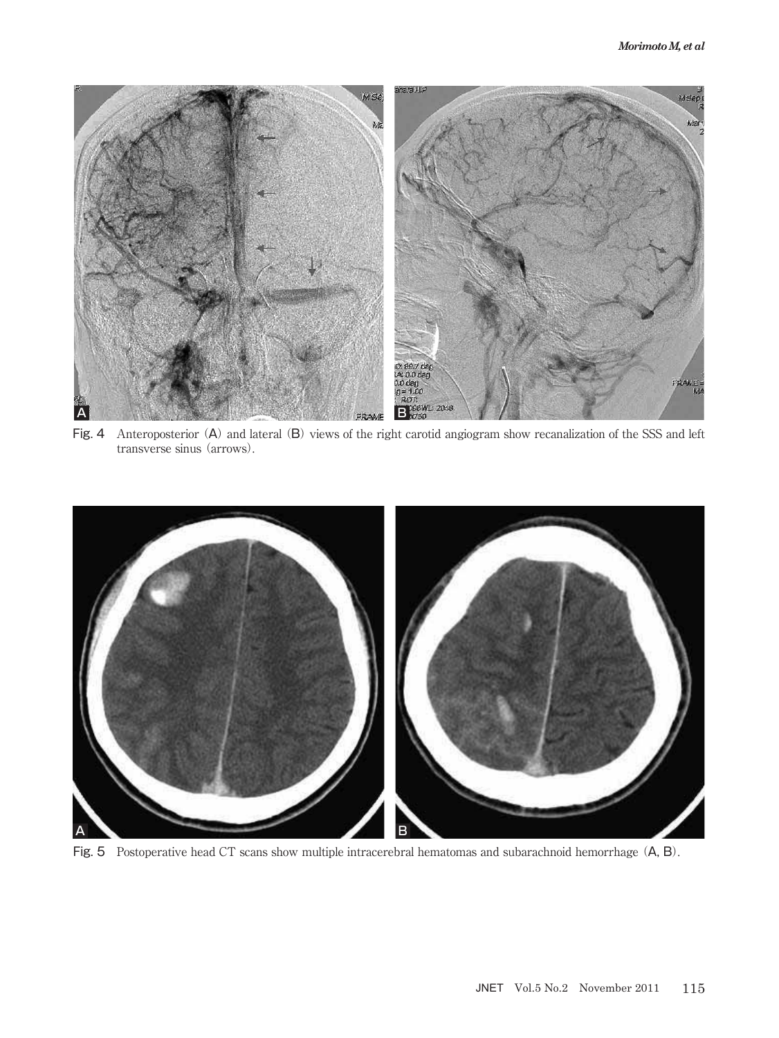Fig. 4 Anteroposterior (A) and lateral (B) views of the right carotid angiogram show recanalization of the SSS and left transverse sinus (arrows).

Fig. 5 Postoperative head CT scans show multiple intracerebral hematomas and subarachnoid hemorrhage (A, B).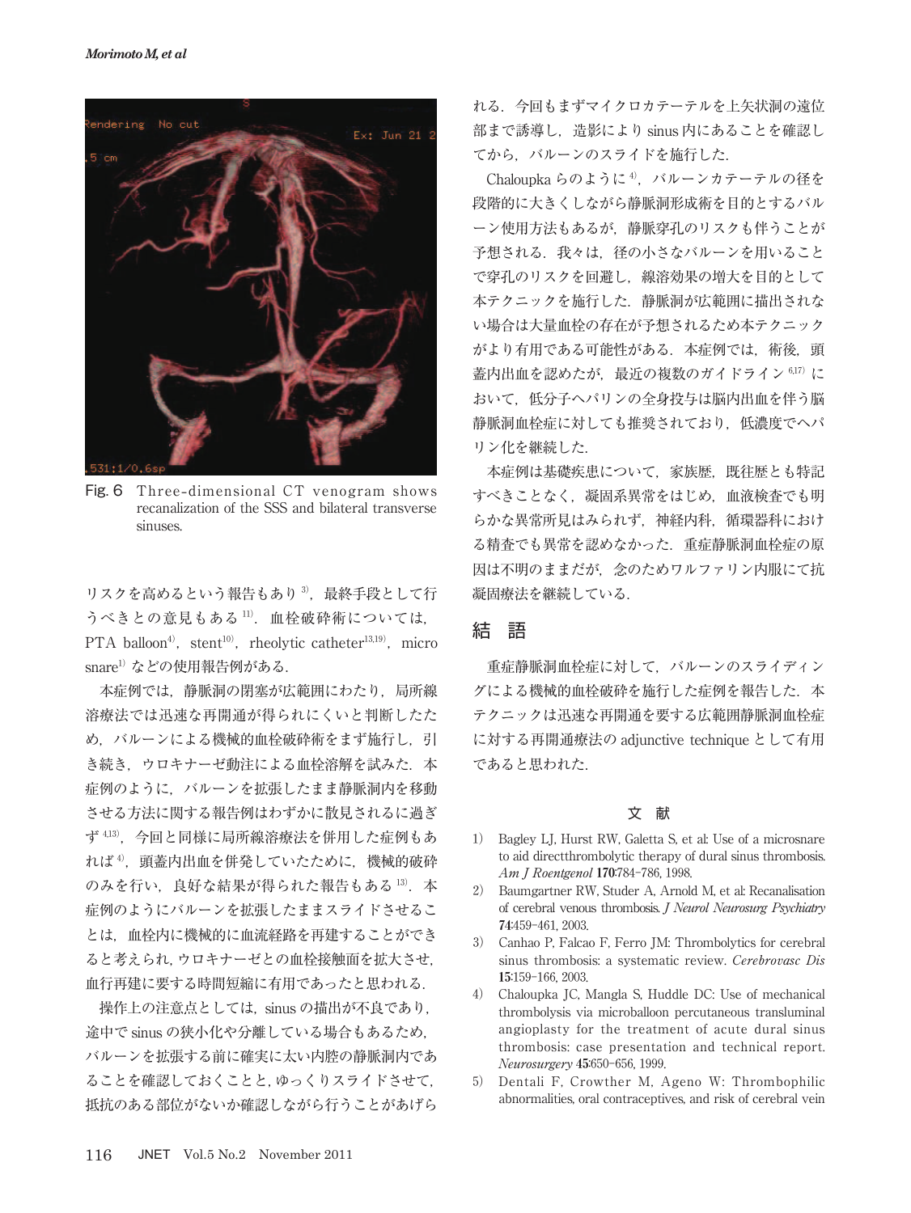Fig. 6 Three-dimensional CT venogram shows recanalization of the SSS and bilateral transverse sinuses.

リスクを高めるという報告もあり[3]，最終手段として行うべきとの意見もある[11]．血栓破砕術については，PTA balloon[4]，stent[10]，rheolytic catheter[13,19]，micro snare[1] などの使用報告例がある．

本症例では，静脈洞の閉塞が広範囲にわたり，局所線溶療法では迅速な再開通が得られにくいと判断したため，バルーンによる機械的血栓破砕術をまず施行し，引き続き，ウロキナーゼ動注による血栓溶解を試みた．本症例のように，バルーンを拡張したまま静脈洞内を移動させる方法に関する報告例はわずかに散見されるに過ぎず[4,13]，今回と同様に局所線溶療法を併用した症例もあれば[4]，頭蓋内出血を併発していたために，機械的破砕のみを行い，良好な結果が得られた報告もある[13]．本症例のようにバルーンを拡張したままスライドさせることは，血栓内に機械的に血流経路を再建することができると考えられ，ウロキナーゼとの血栓接触面を拡大させ，血行再建に要する時間短縮に有用であったと思われる．

操作上の注意点としては，sinus の描出が不良であり，途中で sinus の狭小化や分離している場合もあるため，バルーンを拡張する前に確実に太い内腔の静脈洞内であることを確認しておくことと，ゆっくりスライドさせて，抵抗のある部位がないか確認しながら行うことがあげられる．今回もまずマイクロカテーテルを上矢状洞の遠位部まで誘導し，造影により sinus 内にあることを確認してから，バルーンのスライドを施行した．

Chaloupka らのように[4]，バルーンカテーテルの径を段階的に大きくしながら静脈洞形成術を目的とするバルーン使用方法もあるが，静脈穿孔のリスクも伴うことが予想される．我々は，径の小さなバルーンを用いることで穿孔のリスクを回避し，線溶効果の増大を目的として本テクニックを施行した．静脈洞が広範囲に描出されない場合は大量血栓の存在が予想されるため本テクニックがより有用である可能性がある．本症例では，術後，頭蓋内出血を認めたが，最近の複数のガイドライン[6,17]において，低分子ヘパリンの全身投与は脳内出血を伴う脳静脈洞血栓症に対しても推奨されており，低濃度でヘパリン化を継続した．

本症例は基礎疾患について，家族歴，既往歴とも特記すべきことなく，凝固系異常をはじめ，血液検査でも明らかな異常所見はみられず，神経内科，循環器科における精査でも異常を認めなかった．重症静脈洞血栓症の原因は不明のままだが，念のためワルファリン内服にて抗凝固療法を継続している．

## 結　語

重症静脈洞血栓症に対して，バルーンのスライディングによる機械的血栓破砕を施行した症例を報告した．本テクニックは迅速な再開通を要する広範囲静脈洞血栓症に対する再開通療法の adjunctive technique として有用であると思われた．

## 文　献

1) Bagley LJ, Hurst RW, Galetta S, et al: Use of a microsnare to aid directthrombolytic therapy of dural sinus thrombosis. *Am J Roentgenol* **170**:784-786, 1998.
2) Baumgartner RW, Studer A, Arnold M, et al: Recanalisation of cerebral venous thrombosis. *J Neurol Neurosurg Psychiatry* **74**:459-461, 2003.
3) Canhao P, Falcao F, Ferro JM: Thrombolytics for cerebral sinus thrombosis: a systematic review. *Cerebrovasc Dis* **15**:159-166, 2003.
4) Chaloupka JC, Mangla S, Huddle DC: Use of mechanical thrombolysis via microballoon percutaneous transluminal angioplasty for the treatment of acute dural sinus thrombosis: case presentation and technical report. *Neurosurgery* **45**:650-656, 1999.
5) Dentali F, Crowther M, Ageno W: Thrombophilic abnormalities, oral contraceptives, and risk of cerebral vein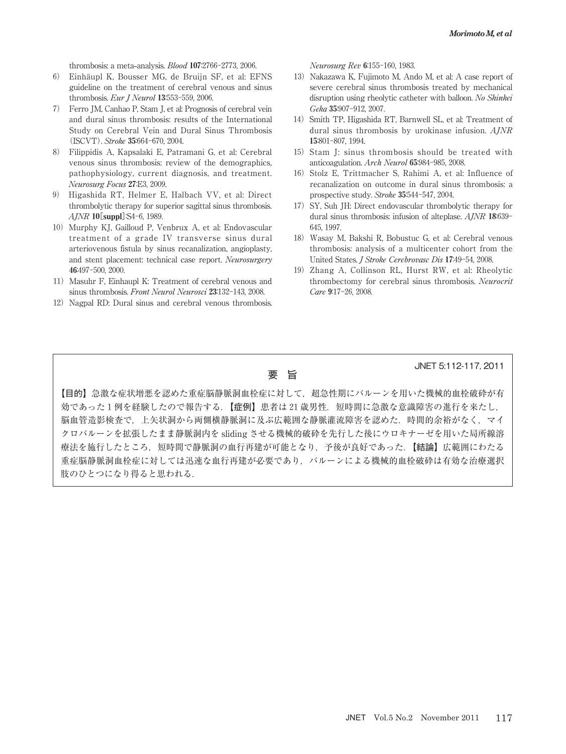thrombosis: a meta-analysis. *Blood* **107**:2766–2773, 2006.

6) Einhäupl K, Bousser MG, de Bruijn SF, et al: EFNS guideline on the treatment of cerebral venous and sinus thrombosis. *Eur J Neurol* **13**:553–559, 2006.
7) Ferro JM, Canhao P, Stam J, et al: Prognosis of cerebral vein and dural sinus thrombosis: results of the International Study on Cerebral Vein and Dural Sinus Thrombosis (ISCVT). *Stroke* **35**:664–670, 2004.
8) Filippidis A, Kapsalaki E, Patramani G, et al: Cerebral venous sinus thrombosis: review of the demographics, pathophysiology, current diagnosis, and treatment. *Neurosurg Focus* **27**:E3, 2009.
9) Higashida RT, Helmer E, Halbach VV, et al: Direct thrombolytic therapy for superior sagittal sinus thrombosis. *AJNR* **10**[**suppl**]:S4–6, 1989.
10) Murphy KJ, Gailloud P, Venbrux A, et al: Endovascular treatment of a grade IV transverse sinus dural arteriovenous fistula by sinus recanalization, angioplasty, and stent placement: technical case report. *Neurosurgery* **46**:497–500, 2000.
11) Masuhr F, Einhaupl K: Treatment of cerebral venous and sinus thrombosis. *Front Neurol Neurosci* **23**:132–143, 2008.
12) Nagpal RD: Dural sinus and cerebral venous thrombosis. *Neurosurg Rev* **6**:155–160, 1983.
13) Nakazawa K, Fujimoto M, Ando M, et al: A case report of severe cerebral sinus thrombosis treated by mechanical disruption using rheolytic catheter with balloon. *No Shinkei Geka* **35**:907–912, 2007.
14) Smith TP, Higashida RT, Barnwell SL, et al: Treatment of dural sinus thrombosis by urokinase infusion. *AJNR* **15**:801–807, 1994.
15) Stam J: sinus thrombosis should be treated with anticoagulation. *Arch Neurol* **65**:984–985, 2008.
16) Stolz E, Trittmacher S, Rahimi A, et al: Influence of recanalization on outcome in dural sinus thrombosis: a prospective study. *Stroke* **35**:544–547, 2004.
17) SY, Suh JH: Direct endovascular thrombolytic therapy for dural sinus thrombosis: infusion of alteplase. *AJNR* **18**:639–645, 1997.
18) Wasay M, Bakshi R, Bobustuc G, et al: Cerebral venous thrombosis: analysis of a multicenter cohort from the United States. *J Stroke Cerebrovasc Dis* **17**:49–54, 2008.
19) Zhang A, Collinson RL, Hurst RW, et al: Rheolytic thrombectomy for cerebral sinus thrombosis. *Neurocrit Care* **9**:17–26, 2008.

## 要　旨

JNET 5:112-117, 2011

**【目的】**急激な症状増悪を認めた重症脳静脈洞血栓症に対して，超急性期にバルーンを用いた機械的血栓破砕が有効であった１例を経験したので報告する．**【症例】**患者は 21 歳男性．短時間に急激な意識障害の進行を来たし，脳血管造影検査で，上矢状洞から両側横静脈洞に及ぶ広範囲な静脈灌流障害を認めた．時間的余裕がなく，マイクロバルーンを拡張したまま静脈洞内を sliding させる機械的破砕を先行した後にウロキナーゼを用いた局所線溶療法を施行したところ，短時間で静脈洞の血行再建が可能となり，予後が良好であった．**【結論】**広範囲にわたる重症脳静脈洞血栓症に対しては迅速な血行再建が必要であり，バルーンによる機械的血栓破砕は有効な治療選択肢のひとつになり得ると思われる．